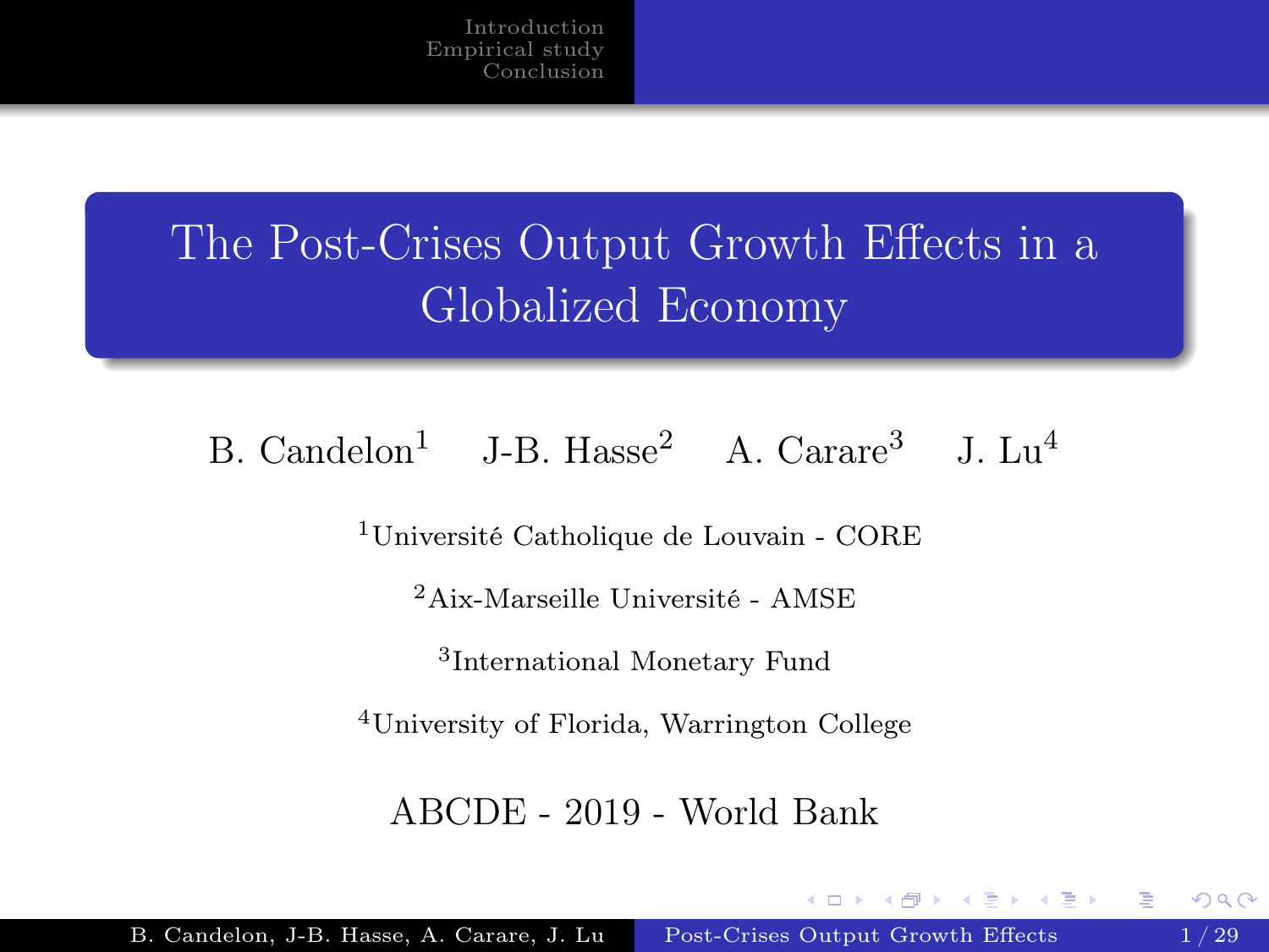# The Post-Crises Output Growth Effects in a Globalized Economy

B. Candelon[1] J-B. Hasse[2] A. Carare[3] J. Lu[4]

[1]Université Catholique de Louvain - CORE

[2]Aix-Marseille Université - AMSE

[3]International Monetary Fund

[4]University of Florida, Warrington College

ABCDE - 2019 - World Bank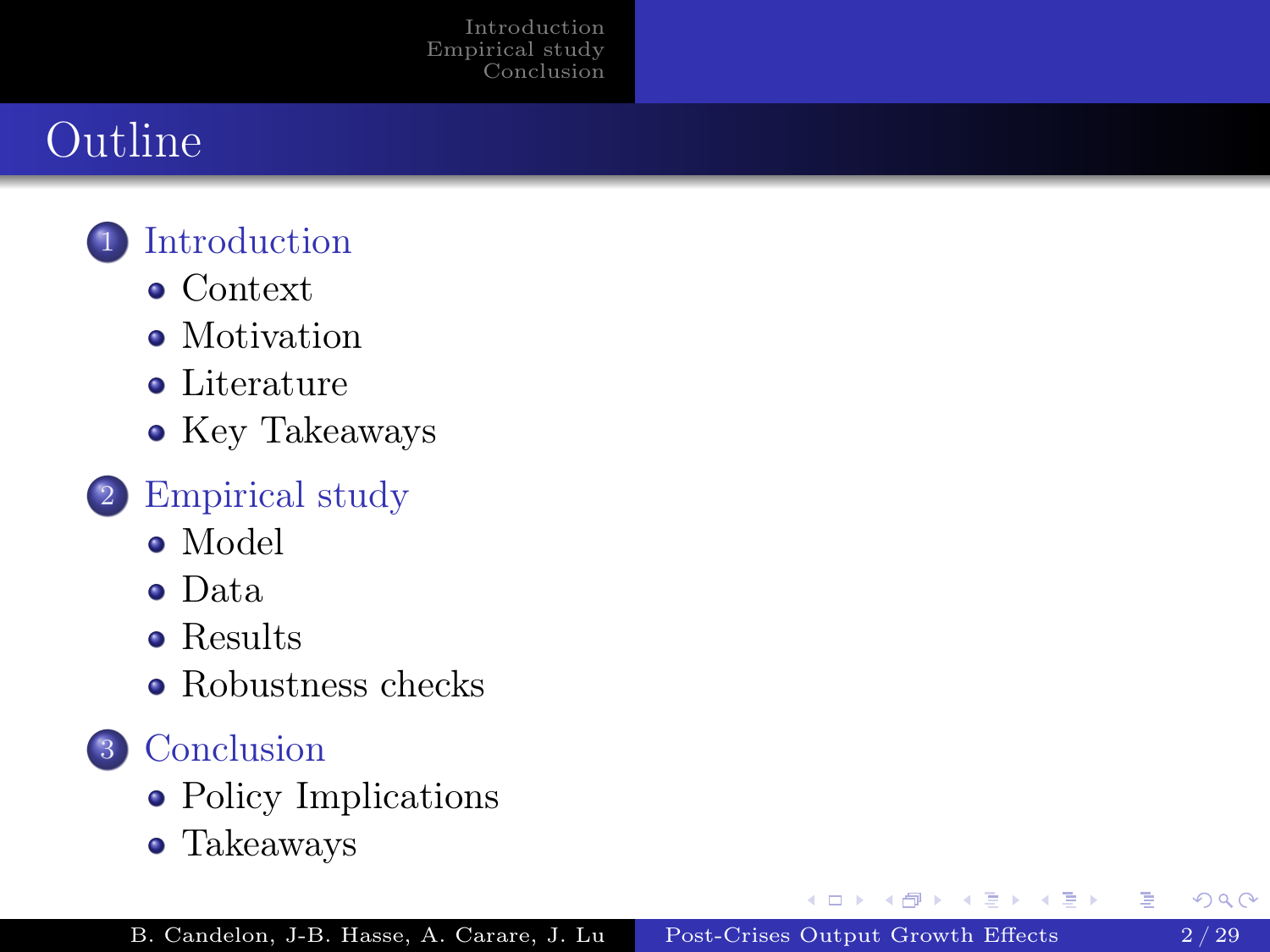# Outline

1. Introduction
   - Context
   - Motivation
   - Literature
   - Key Takeaways
2. Empirical study
   - Model
   - Data
   - Results
   - Robustness checks
3. Conclusion
   - Policy Implications
   - Takeaways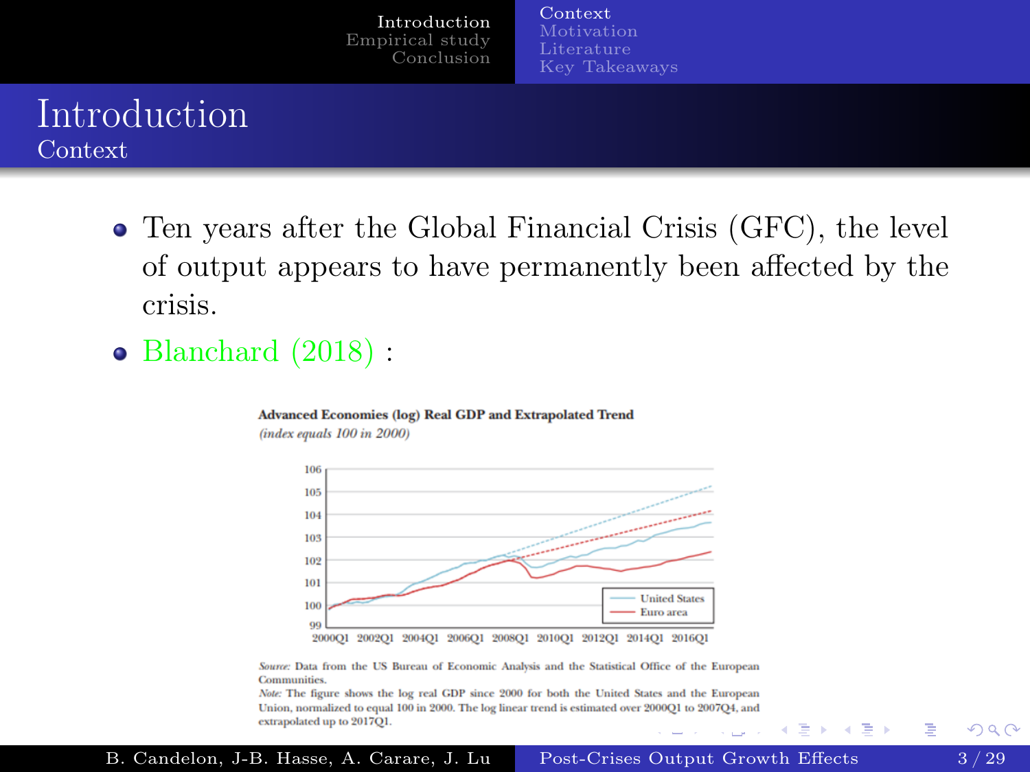# Introduction

## Context

- Ten years after the Global Financial Crisis (GFC), the level of output appears to have permanently been affected by the crisis.
- Blanchard (2018) :

**Advanced Economies (log) Real GDP and Extrapolated Trend**
*(index equals 100 in 2000)*

*Source:* Data from the US Bureau of Economic Analysis and the Statistical Office of the European Communities.
*Note:* The figure shows the log real GDP since 2000 for both the United States and the European Union, normalized to equal 100 in 2000. The log linear trend is estimated over 2000Q1 to 2007Q4, and extrapolated up to 2017Q1.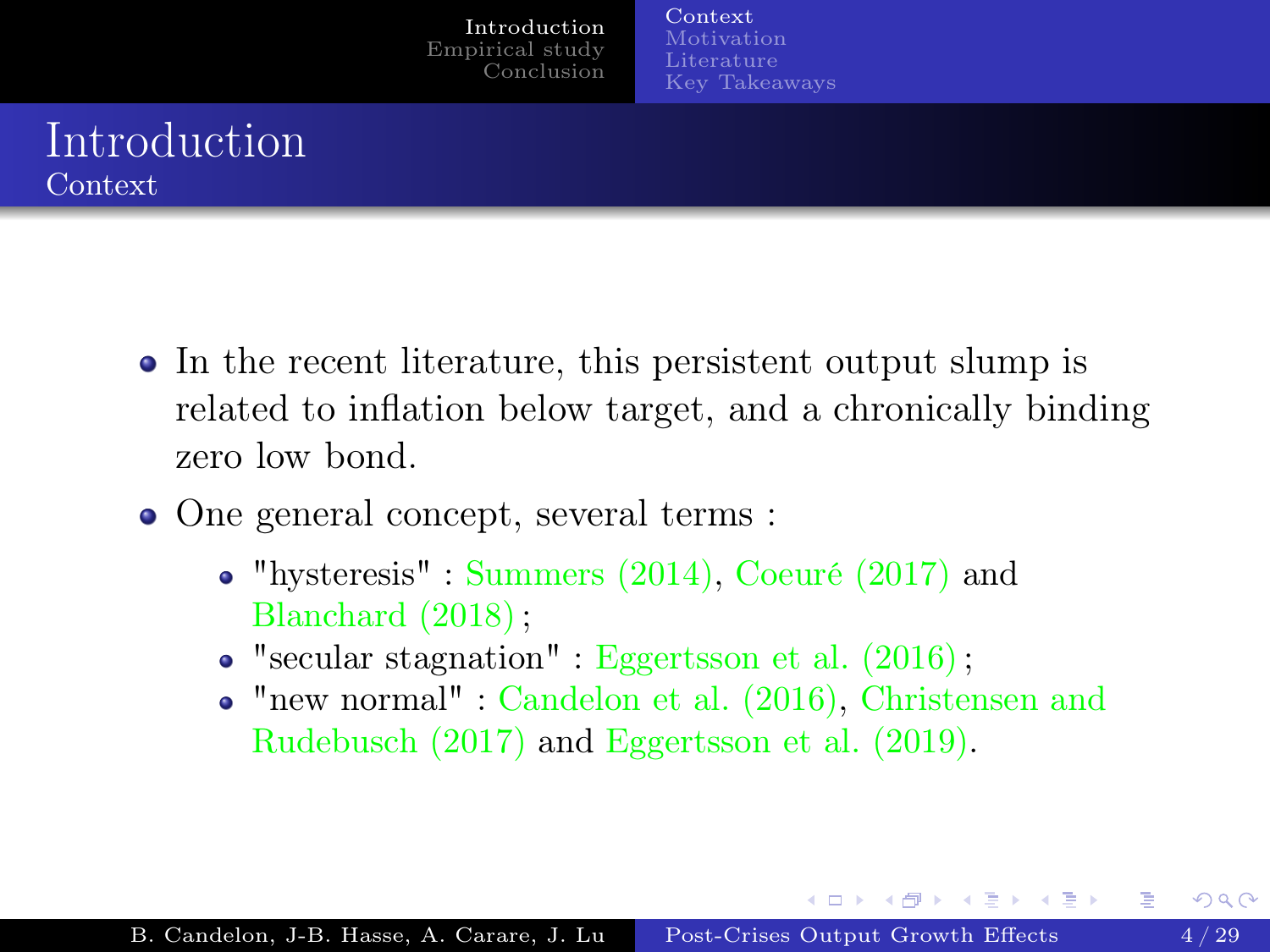# Introduction

## Context

- In the recent literature, this persistent output slump is related to inflation below target, and a chronically binding zero low bond.
- One general concept, several terms :
  - "hysteresis" : Summers (2014), Coeuré (2017) and Blanchard (2018) ;
  - "secular stagnation" : Eggertsson et al. (2016) ;
  - "new normal" : Candelon et al. (2016), Christensen and Rudebusch (2017) and Eggertsson et al. (2019).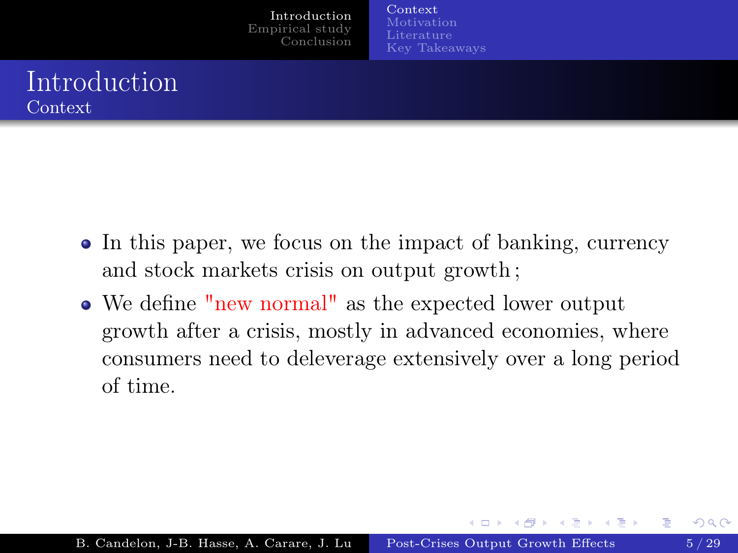# Introduction

## Context

- In this paper, we focus on the impact of banking, currency and stock markets crisis on output growth ;
- We define "new normal" as the expected lower output growth after a crisis, mostly in advanced economies, where consumers need to deleverage extensively over a long period of time.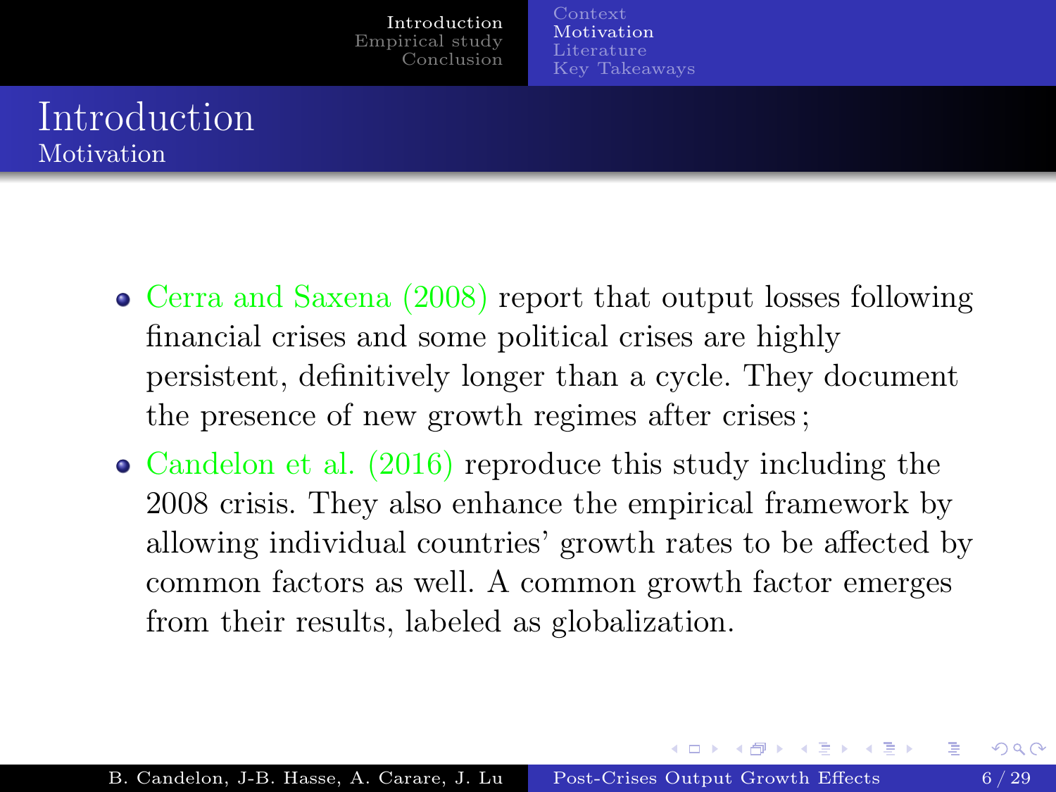# Introduction

## Motivation

- Cerra and Saxena (2008) report that output losses following financial crises and some political crises are highly persistent, definitively longer than a cycle. They document the presence of new growth regimes after crises ;
- Candelon et al. (2016) reproduce this study including the 2008 crisis. They also enhance the empirical framework by allowing individual countries' growth rates to be affected by common factors as well. A common growth factor emerges from their results, labeled as globalization.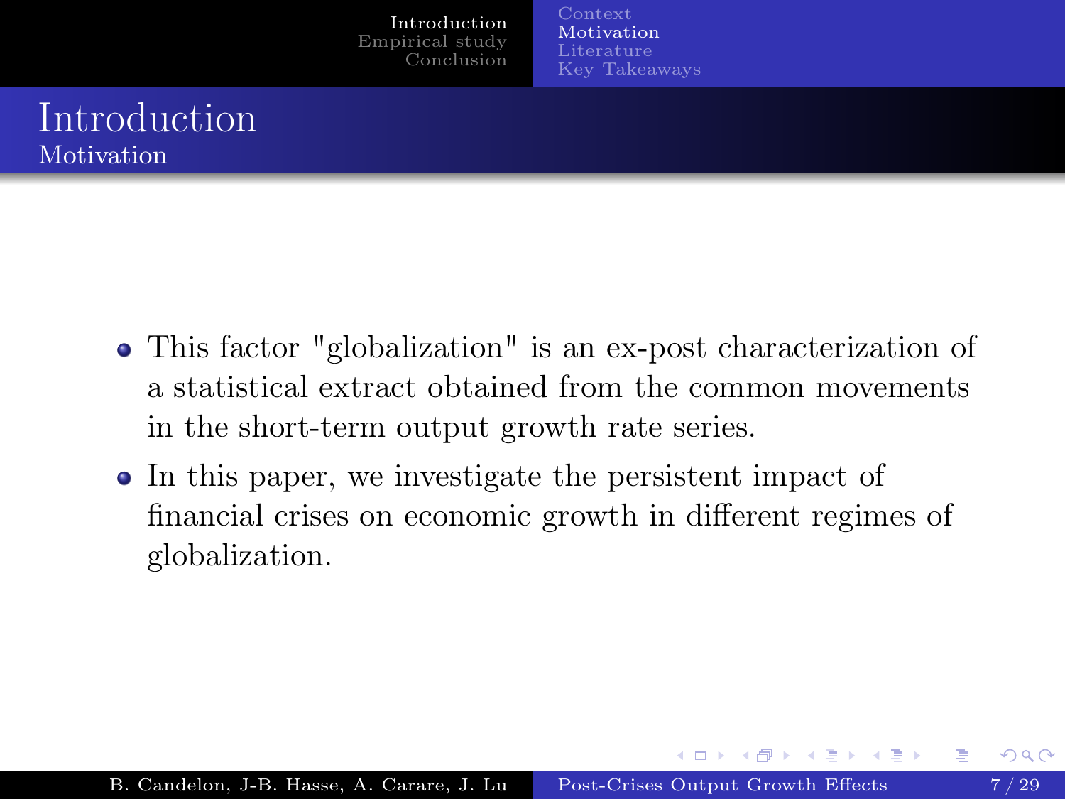## Introduction

### Motivation

- This factor "globalization" is an ex-post characterization of a statistical extract obtained from the common movements in the short-term output growth rate series.
- In this paper, we investigate the persistent impact of financial crises on economic growth in different regimes of globalization.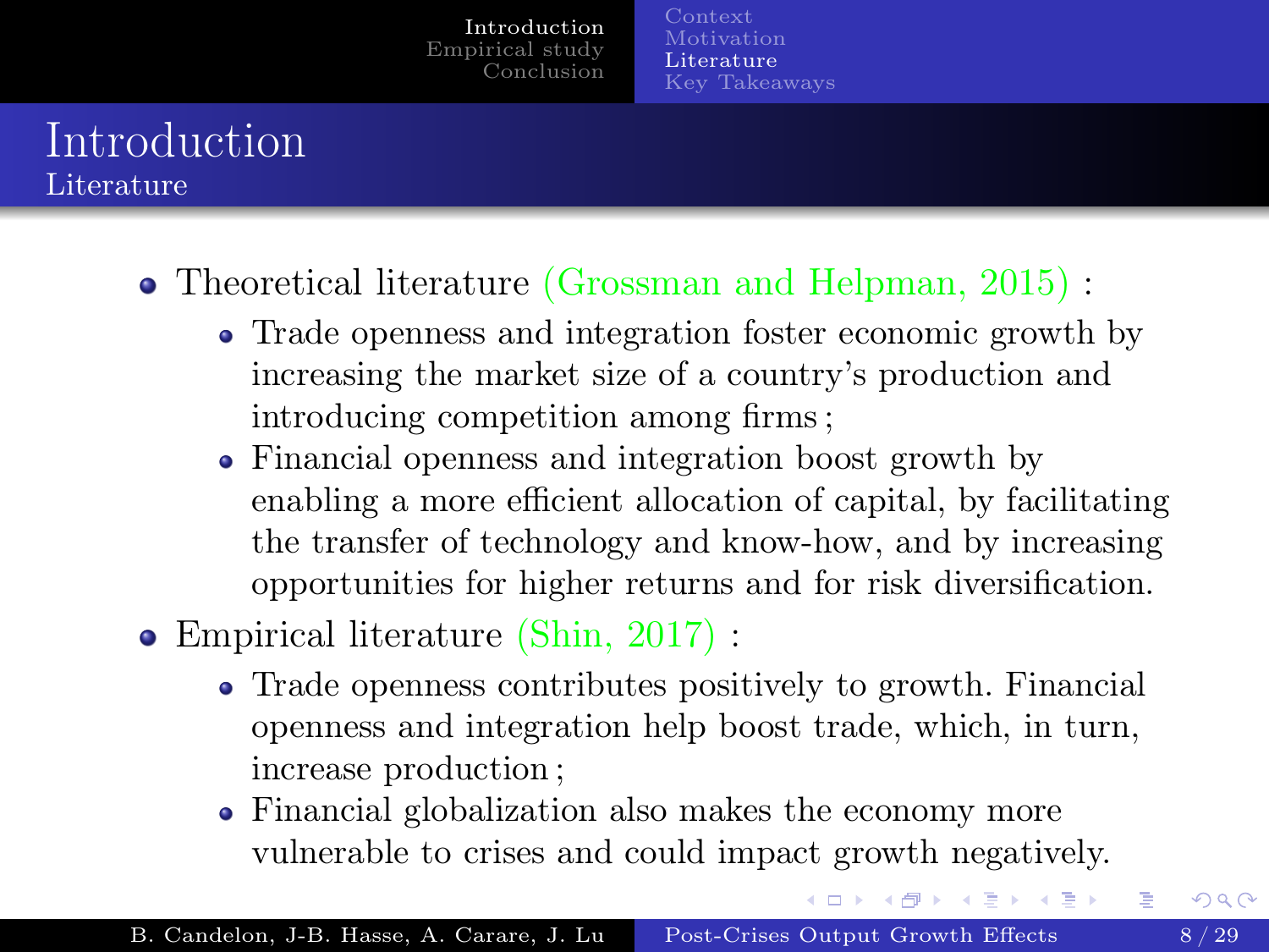# Introduction

## Literature

- Theoretical literature (Grossman and Helpman, 2015) :
  - Trade openness and integration foster economic growth by increasing the market size of a country's production and introducing competition among firms ;
  - Financial openness and integration boost growth by enabling a more efficient allocation of capital, by facilitating the transfer of technology and know-how, and by increasing opportunities for higher returns and for risk diversification.
- Empirical literature (Shin, 2017) :
  - Trade openness contributes positively to growth. Financial openness and integration help boost trade, which, in turn, increase production ;
  - Financial globalization also makes the economy more vulnerable to crises and could impact growth negatively.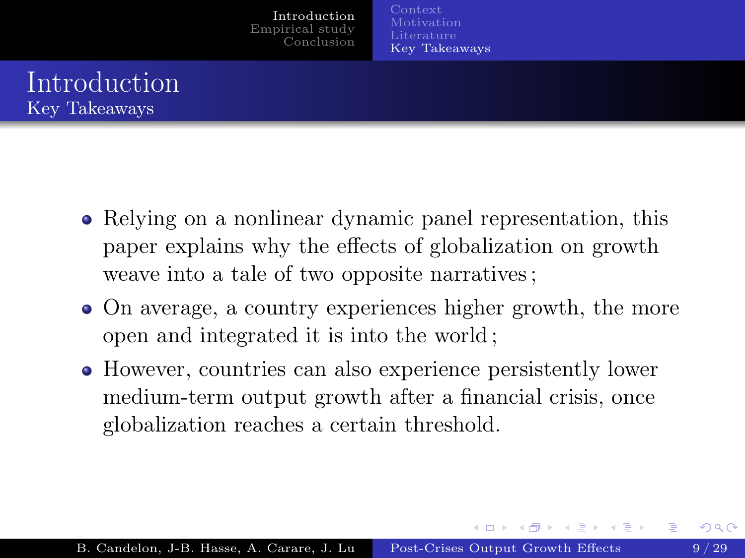# Introduction

## Key Takeaways

- Relying on a nonlinear dynamic panel representation, this paper explains why the effects of globalization on growth weave into a tale of two opposite narratives ;
- On average, a country experiences higher growth, the more open and integrated it is into the world ;
- However, countries can also experience persistently lower medium-term output growth after a financial crisis, once globalization reaches a certain threshold.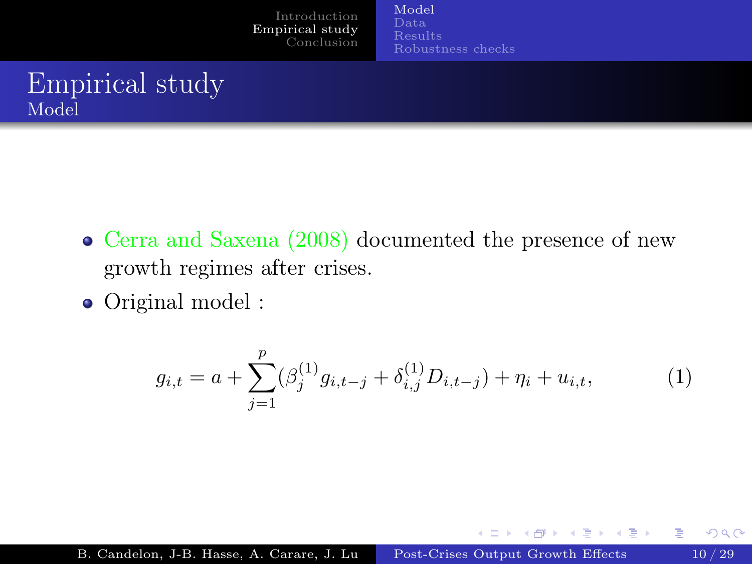# Empirical study
## Model

- Cerra and Saxena (2008) documented the presence of new growth regimes after crises.
- Original model :

$$g_{i,t} = a + \sum_{j=1}^{p} (\beta_j^{(1)} g_{i,t-j} + \delta_{i,j}^{(1)} D_{i,t-j}) + \eta_i + u_{i,t}, \qquad (1)$$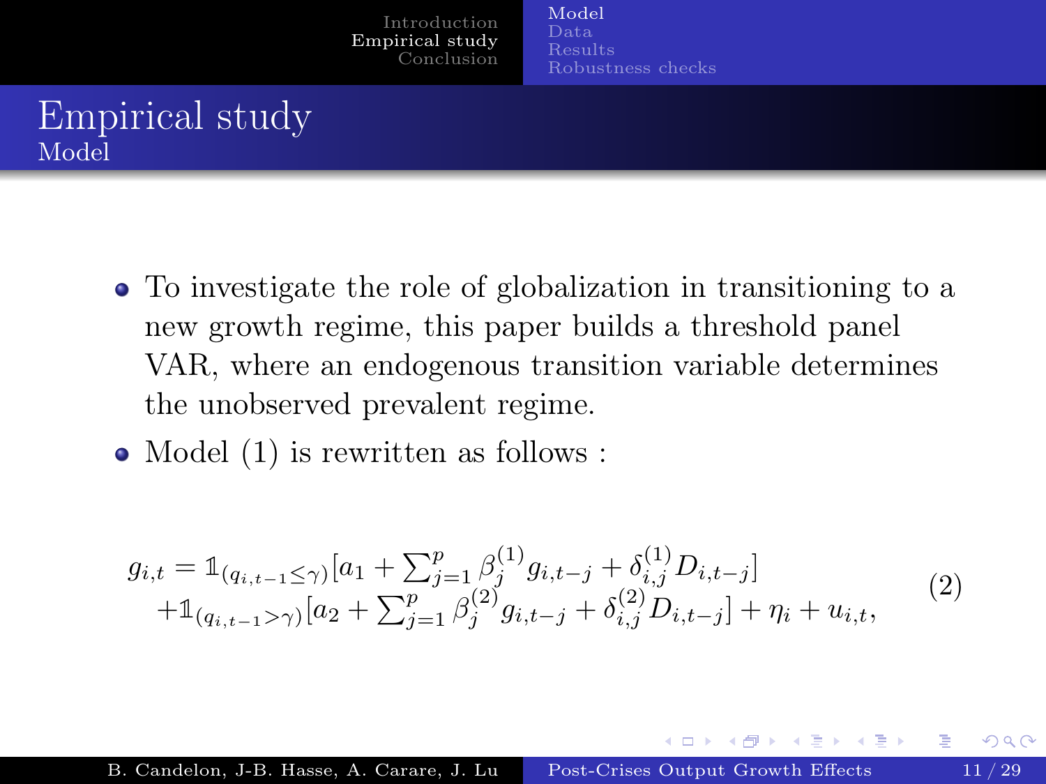# Empirical study

## Model

- To investigate the role of globalization in transitioning to a new growth regime, this paper builds a threshold panel VAR, where an endogenous transition variable determines the unobserved prevalent regime.
- Model (1) is rewritten as follows :

$$
\begin{aligned}
g_{i,t} = {} & \mathbb{1}_{(q_{i,t-1} \leq \gamma)}[a_1 + \textstyle\sum_{j=1}^{p} \beta_j^{(1)} g_{i,t-j} + \delta_{i,j}^{(1)} D_{i,t-j}] \\
& + \mathbb{1}_{(q_{i,t-1} > \gamma)}[a_2 + \textstyle\sum_{j=1}^{p} \beta_j^{(2)} g_{i,t-j} + \delta_{i,j}^{(2)} D_{i,t-j}] + \eta_i + u_{i,t},
\end{aligned}
\tag{2}
$$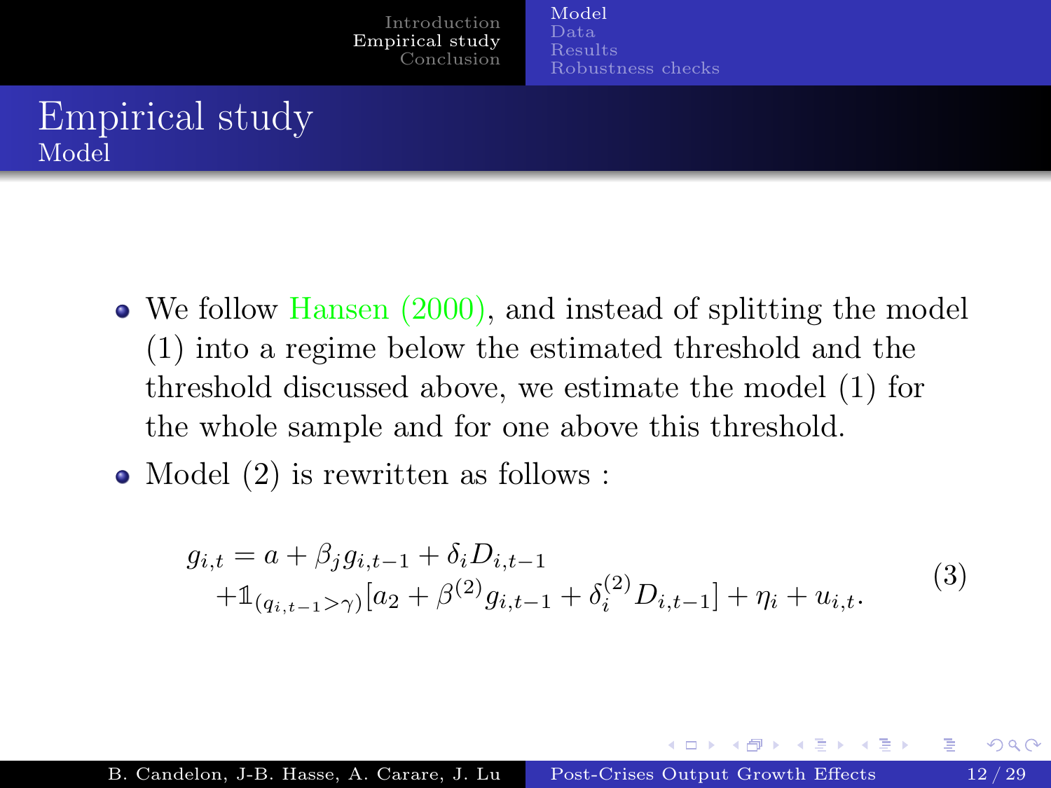# Empirical study

## Model

- We follow Hansen (2000), and instead of splitting the model (1) into a regime below the estimated threshold and the threshold discussed above, we estimate the model (1) for the whole sample and for one above this threshold.
- Model (2) is rewritten as follows :

$$
\begin{aligned}
g_{i,t} &= a + \beta_j g_{i,t-1} + \delta_i D_{i,t-1} \\
&\quad + \mathbb{1}_{(q_{i,t-1} > \gamma)} [a_2 + \beta^{(2)} g_{i,t-1} + \delta_i^{(2)} D_{i,t-1}] + \eta_i + u_{i,t}.
\end{aligned}
\tag{3}
$$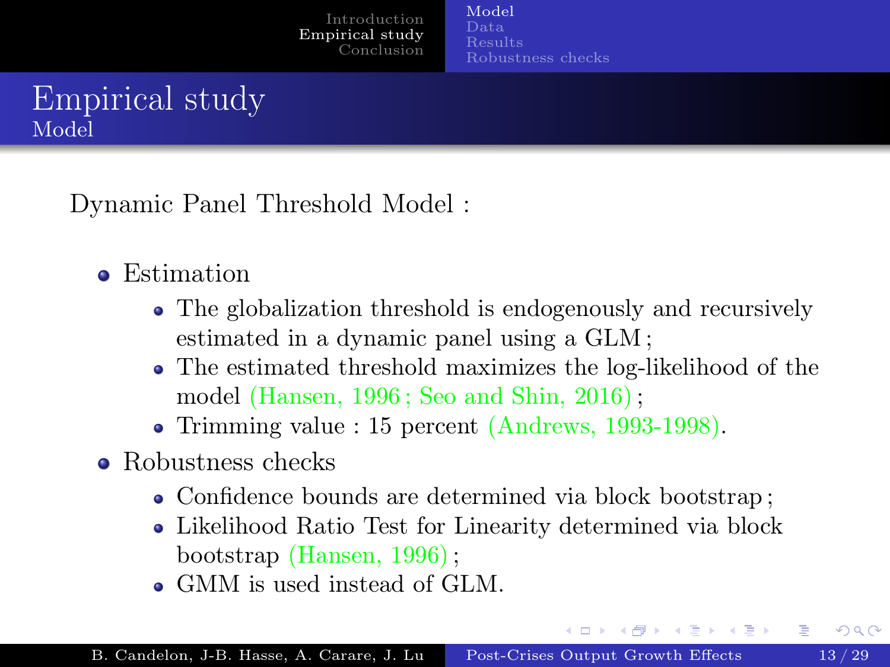# Empirical study

## Model

Dynamic Panel Threshold Model :

- Estimation
  - The globalization threshold is endogenously and recursively estimated in a dynamic panel using a GLM ;
  - The estimated threshold maximizes the log-likelihood of the model (Hansen, 1996 ; Seo and Shin, 2016) ;
  - Trimming value : 15 percent (Andrews, 1993-1998).
- Robustness checks
  - Confidence bounds are determined via block bootstrap ;
  - Likelihood Ratio Test for Linearity determined via block bootstrap (Hansen, 1996) ;
  - GMM is used instead of GLM.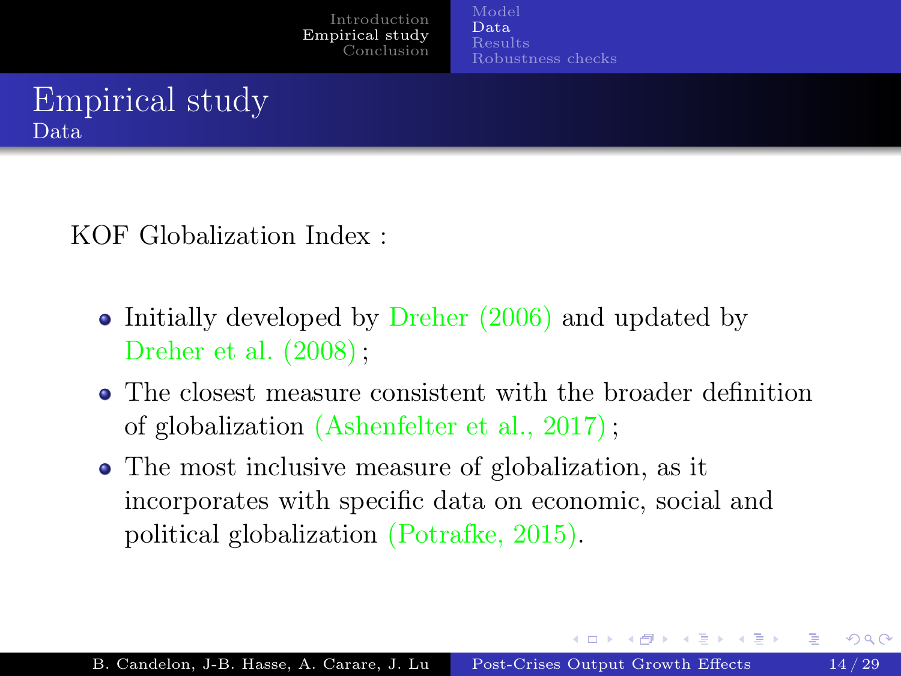# Empirical study

## Data

KOF Globalization Index :

- Initially developed by Dreher (2006) and updated by Dreher et al. (2008) ;
- The closest measure consistent with the broader definition of globalization (Ashenfelter et al., 2017) ;
- The most inclusive measure of globalization, as it incorporates with specific data on economic, social and political globalization (Potrafke, 2015).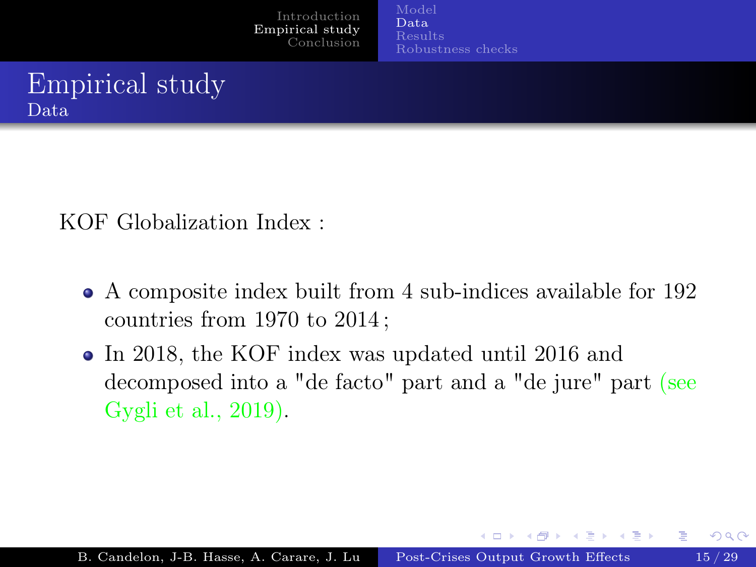# Empirical study

## Data

KOF Globalization Index :

- A composite index built from 4 sub-indices available for 192 countries from 1970 to 2014 ;
- In 2018, the KOF index was updated until 2016 and decomposed into a "de facto" part and a "de jure" part (see Gygli et al., 2019).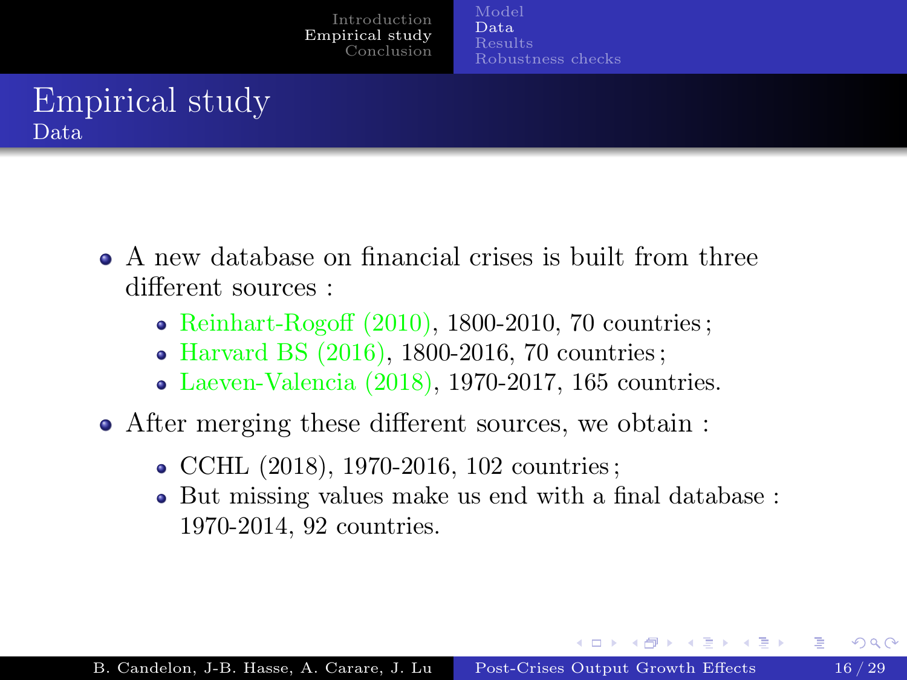# Empirical study

## Data

- A new database on financial crises is built from three different sources :
  - Reinhart-Rogoff (2010), 1800-2010, 70 countries ;
  - Harvard BS (2016), 1800-2016, 70 countries ;
  - Laeven-Valencia (2018), 1970-2017, 165 countries.
- After merging these different sources, we obtain :
  - CCHL (2018), 1970-2016, 102 countries ;
  - But missing values make us end with a final database : 1970-2014, 92 countries.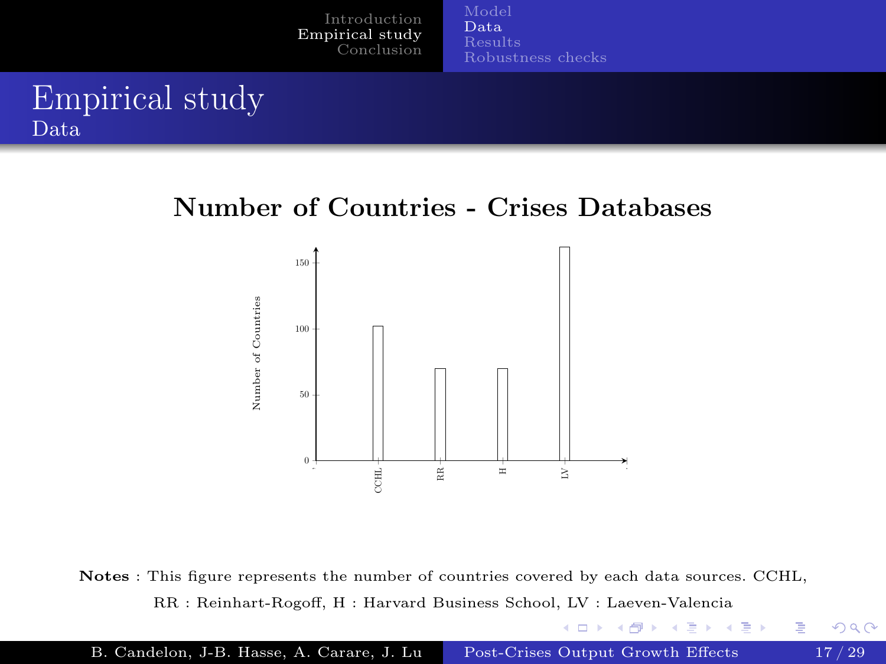# Empirical study

## Data

### Number of Countries - Crises Databases

Number of Countries

150

100

50

0

CCHL RR H LV

**Notes** : This figure represents the number of countries covered by each data sources. CCHL, RR : Reinhart-Rogoff, H : Harvard Business School, LV : Laeven-Valencia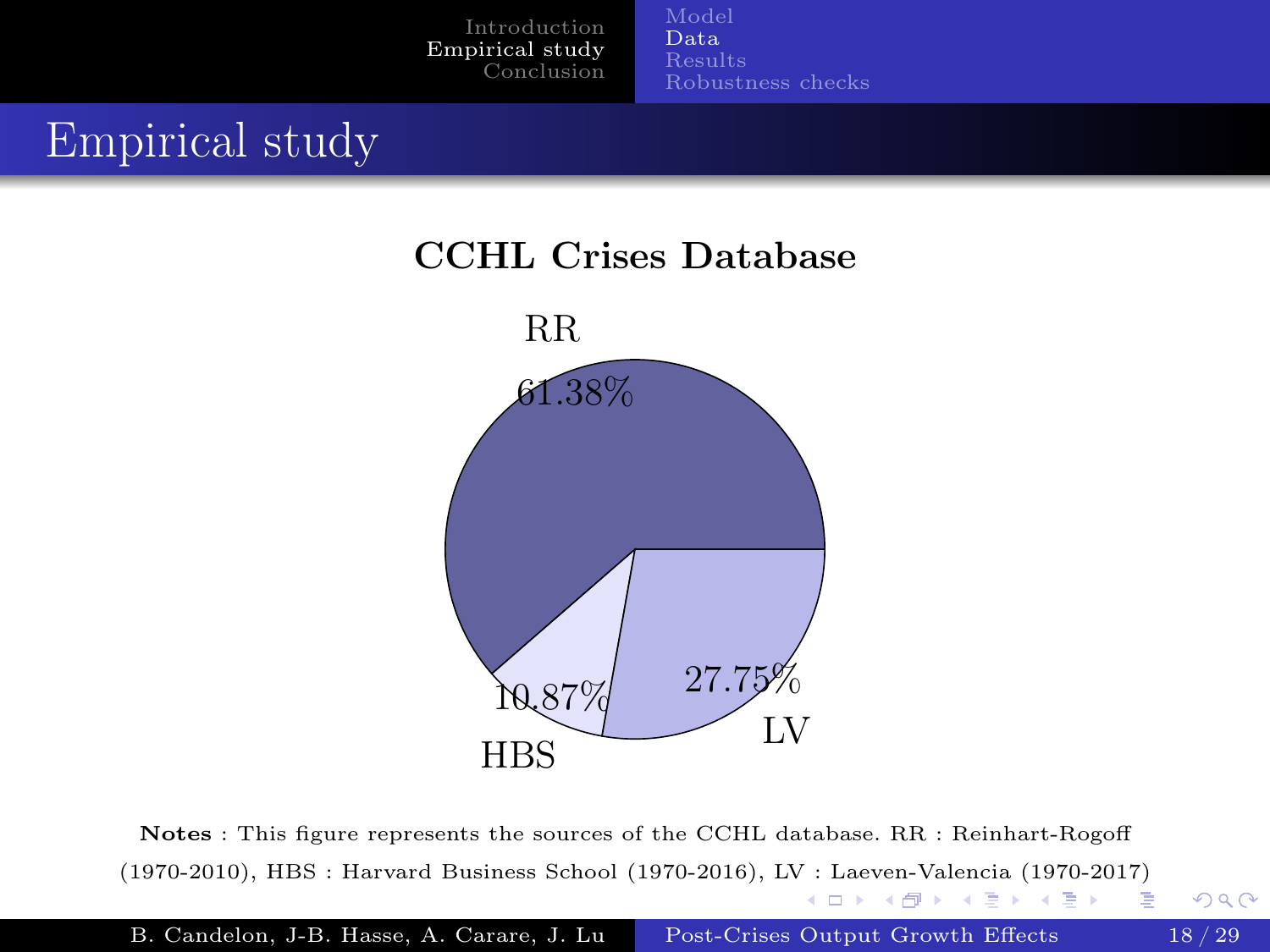# Empirical study

## CCHL Crises Database

RR 61.38%

LV 27.75%

HBS 10.87%

**Notes** : This figure represents the sources of the CCHL database. RR : Reinhart-Rogoff (1970-2010), HBS : Harvard Business School (1970-2016), LV : Laeven-Valencia (1970-2017)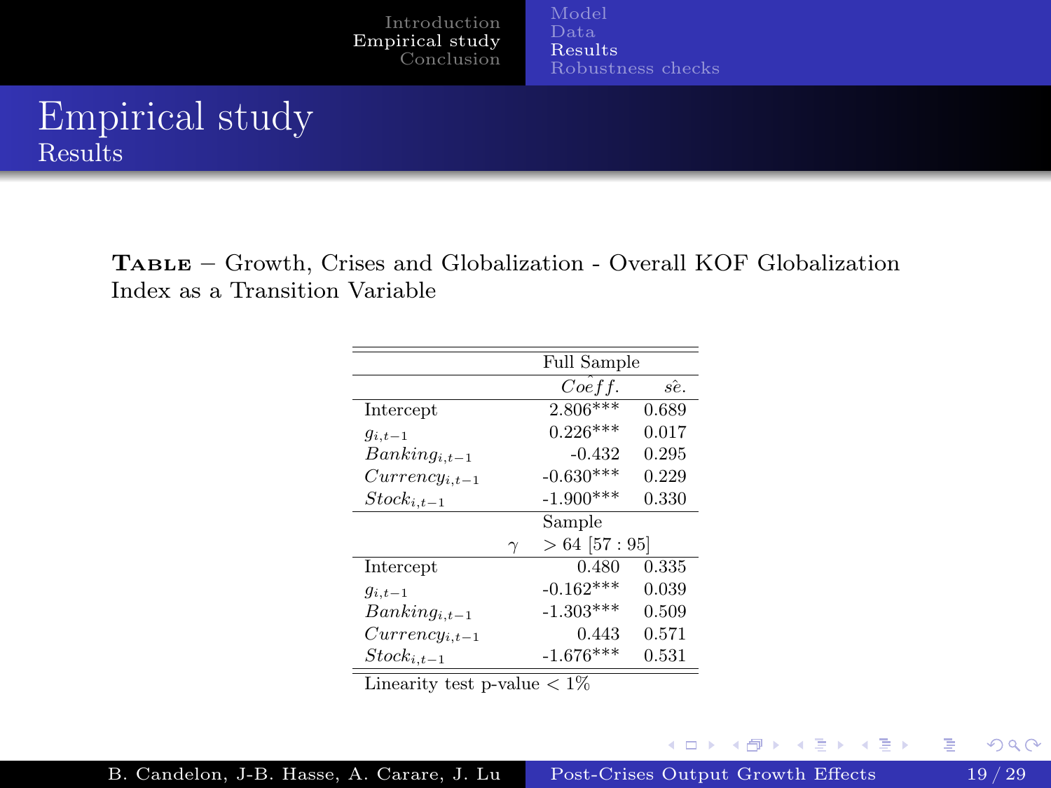# Empirical study

## Results

**Table** – Growth, Crises and Globalization - Overall KOF Globalization Index as a Transition Variable

| | Full Sample | |
|---|---|---|
| | $\hat{Coeff.}$ | $\hat{se.}$ |
| Intercept | 2.806*** | 0.689 |
| $g_{i,t-1}$ | 0.226*** | 0.017 |
| $Banking_{i,t-1}$ | -0.432 | 0.295 |
| $Currency_{i,t-1}$ | -0.630*** | 0.229 |
| $Stock_{i,t-1}$ | -1.900*** | 0.330 |
| | Sample | |
| $\gamma$ | $> 64$ [57 : 95] | |
| Intercept | 0.480 | 0.335 |
| $g_{i,t-1}$ | -0.162*** | 0.039 |
| $Banking_{i,t-1}$ | -1.303*** | 0.509 |
| $Currency_{i,t-1}$ | 0.443 | 0.571 |
| $Stock_{i,t-1}$ | -1.676*** | 0.531 |

Linearity test p-value $< 1\%$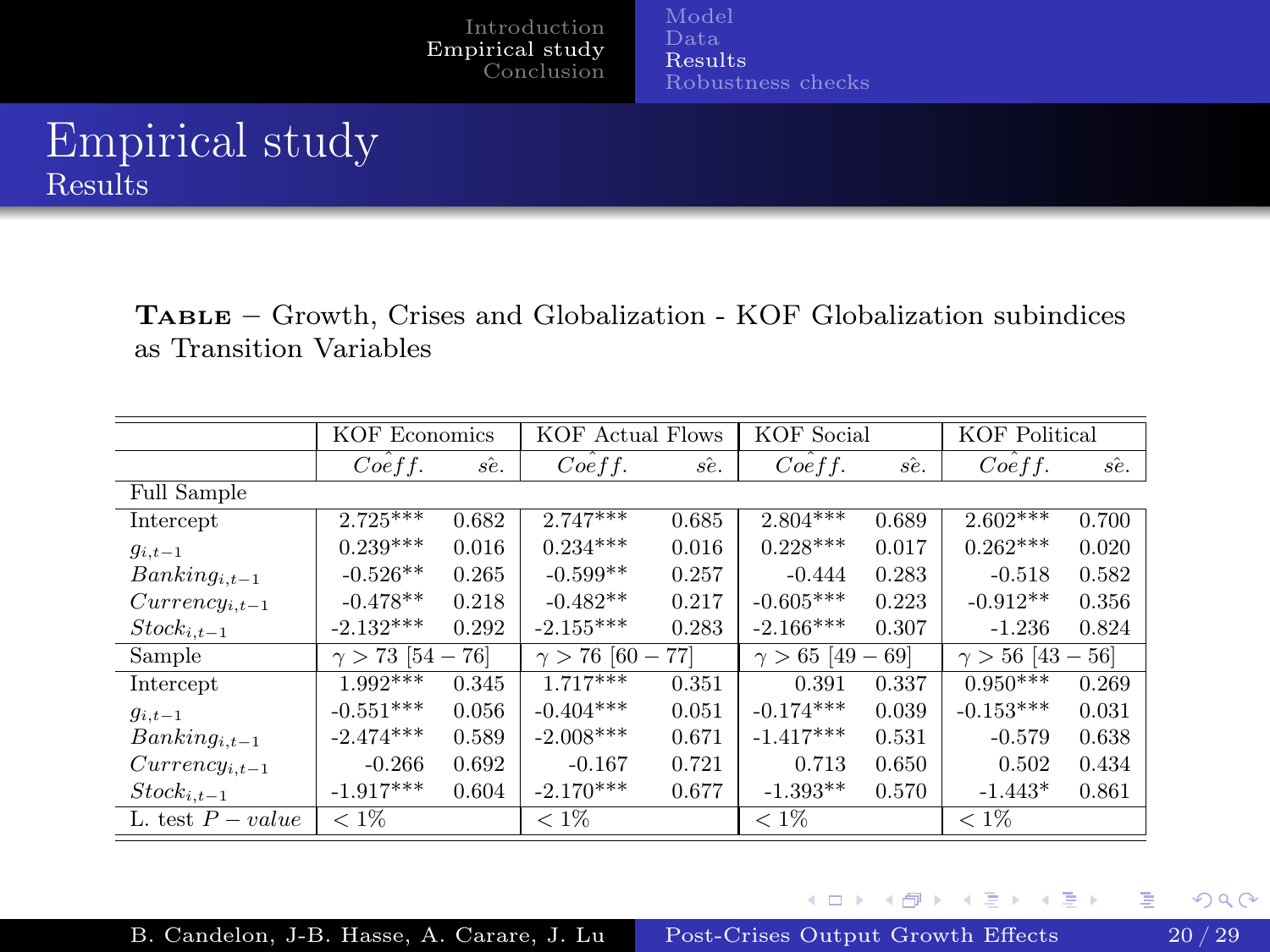# Empirical study

## Results

**Table** – Growth, Crises and Globalization - KOF Globalization subindices as Transition Variables

| | KOF Economics | | KOF Actual Flows | | KOF Social | | KOF Political | |
|---|---|---|---|---|---|---|---|---|
| | $\hat{Coeff.}$ | $\hat{se.}$ | $\hat{Coeff.}$ | $\hat{se.}$ | $\hat{Coeff.}$ | $\hat{se.}$ | $\hat{Coeff.}$ | $\hat{se.}$ |
| Full Sample | | | | | | | | |
| Intercept | 2.725*** | 0.682 | 2.747*** | 0.685 | 2.804*** | 0.689 | 2.602*** | 0.700 |
| $g_{i,t-1}$ | 0.239*** | 0.016 | 0.234*** | 0.016 | 0.228*** | 0.017 | 0.262*** | 0.020 |
| $Banking_{i,t-1}$ | -0.526** | 0.265 | -0.599** | 0.257 | -0.444 | 0.283 | -0.518 | 0.582 |
| $Currency_{i,t-1}$ | -0.478** | 0.218 | -0.482** | 0.217 | -0.605*** | 0.223 | -0.912** | 0.356 |
| $Stock_{i,t-1}$ | -2.132*** | 0.292 | -2.155*** | 0.283 | -2.166*** | 0.307 | -1.236 | 0.824 |
| Sample | $\gamma > 73$ $[54 - 76]$ | | $\gamma > 76$ $[60 - 77]$ | | $\gamma > 65$ $[49 - 69]$ | | $\gamma > 56$ $[43 - 56]$ | |
| Intercept | 1.992*** | 0.345 | 1.717*** | 0.351 | 0.391 | 0.337 | 0.950*** | 0.269 |
| $g_{i,t-1}$ | -0.551*** | 0.056 | -0.404*** | 0.051 | -0.174*** | 0.039 | -0.153*** | 0.031 |
| $Banking_{i,t-1}$ | -2.474*** | 0.589 | -2.008*** | 0.671 | -1.417*** | 0.531 | -0.579 | 0.638 |
| $Currency_{i,t-1}$ | -0.266 | 0.692 | -0.167 | 0.721 | 0.713 | 0.650 | 0.502 | 0.434 |
| $Stock_{i,t-1}$ | -1.917*** | 0.604 | -2.170*** | 0.677 | -1.393** | 0.570 | -1.443* | 0.861 |
| L. test $P - value$ | $< 1\%$ | | $< 1\%$ | | $< 1\%$ | | $< 1\%$ | |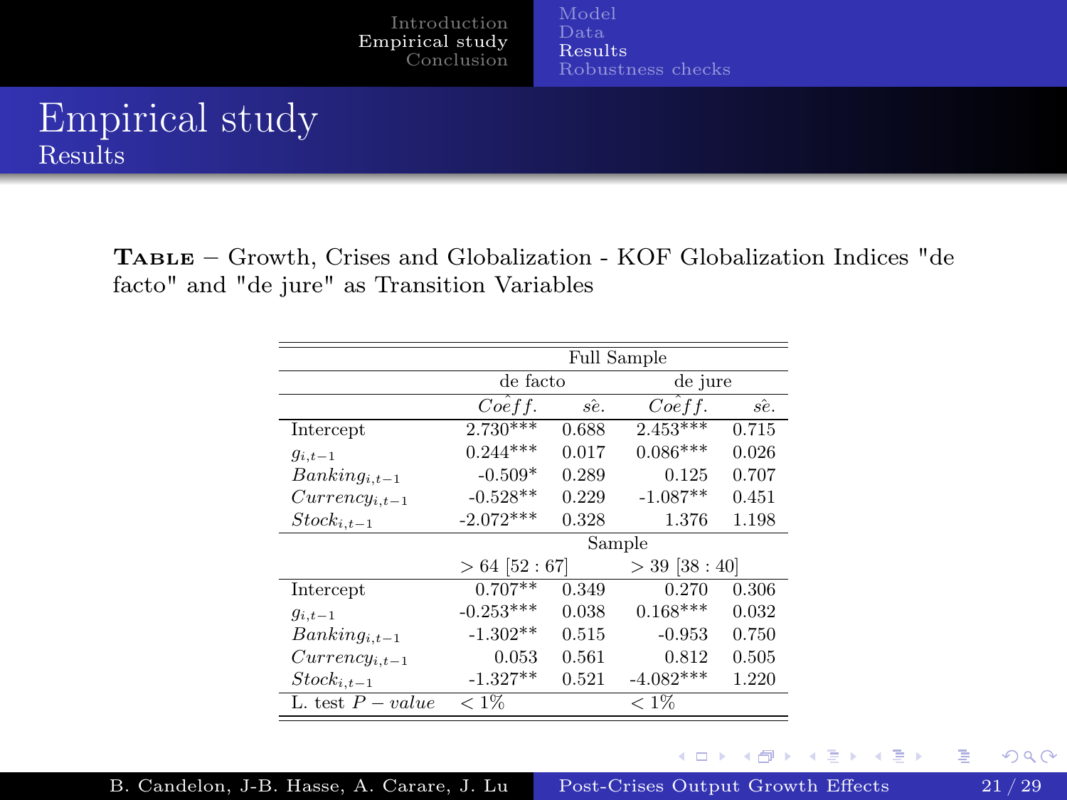# Empirical study

## Results

**Table** – Growth, Crises and Globalization - KOF Globalization Indices "de facto" and "de jure" as Transition Variables

| | Full Sample | | | |
|---|---|---|---|---|
| | de facto | | de jure | |
| | $\hat{Coeff.}$ | $\hat{se.}$ | $\hat{Coeff.}$ | $\hat{se.}$ |
| Intercept | 2.730*** | 0.688 | 2.453*** | 0.715 |
| $g_{i,t-1}$ | 0.244*** | 0.017 | 0.086*** | 0.026 |
| $Banking_{i,t-1}$ | -0.509* | 0.289 | 0.125 | 0.707 |
| $Currency_{i,t-1}$ | -0.528** | 0.229 | -1.087** | 0.451 |
| $Stock_{i,t-1}$ | -2.072*** | 0.328 | 1.376 | 1.198 |
| | Sample | | | |
| | $> 64$ [52 : 67] | | $> 39$ [38 : 40] | |
| Intercept | 0.707** | 0.349 | 0.270 | 0.306 |
| $g_{i,t-1}$ | -0.253*** | 0.038 | 0.168*** | 0.032 |
| $Banking_{i,t-1}$ | -1.302** | 0.515 | -0.953 | 0.750 |
| $Currency_{i,t-1}$ | 0.053 | 0.561 | 0.812 | 0.505 |
| $Stock_{i,t-1}$ | -1.327** | 0.521 | -4.082*** | 1.220 |
| L. test $P-value$ | $< 1\%$ | | $< 1\%$ | |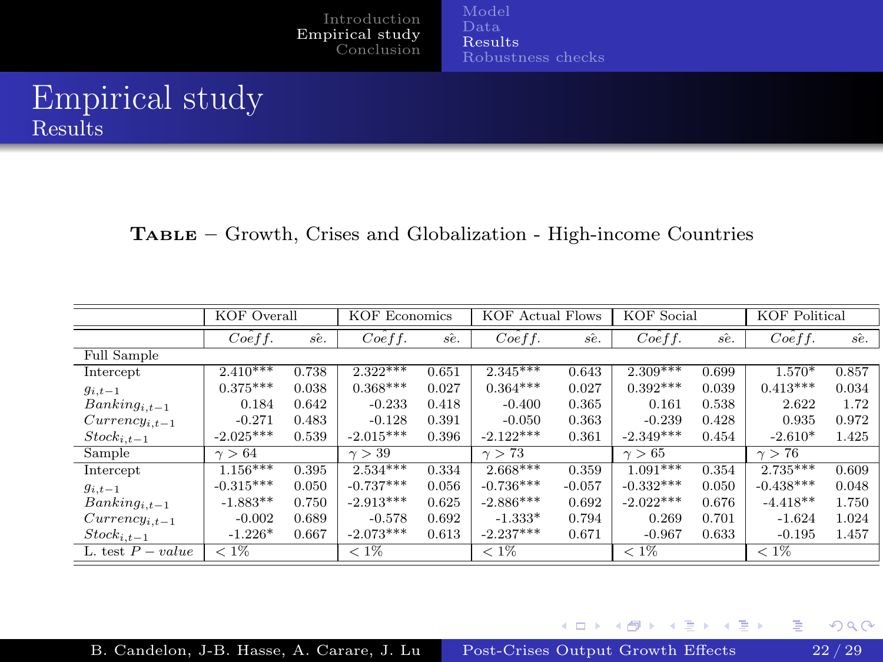# Empirical study

## Results

**Table** – Growth, Crises and Globalization - High-income Countries

| | KOF Overall | | KOF Economics | | KOF Actual Flows | | KOF Social | | KOF Political | |
|---|---|---|---|---|---|---|---|---|---|---|
| | $\hat{Coeff.}$ | $\hat{se.}$ | $\hat{Coeff.}$ | $\hat{se.}$ | $\hat{Coeff.}$ | $\hat{se.}$ | $\hat{Coeff.}$ | $\hat{se.}$ | $\hat{Coeff.}$ | $\hat{se.}$ |
| Full Sample | | | | | | | | | | |
| Intercept | 2.410*** | 0.738 | 2.322*** | 0.651 | 2.345*** | 0.643 | 2.309*** | 0.699 | 1.570* | 0.857 |
| $g_{i,t-1}$ | 0.375*** | 0.038 | 0.368*** | 0.027 | 0.364*** | 0.027 | 0.392*** | 0.039 | 0.413*** | 0.034 |
| $Banking_{i,t-1}$ | 0.184 | 0.642 | -0.233 | 0.418 | -0.400 | 0.365 | 0.161 | 0.538 | 2.622 | 1.72 |
| $Currency_{i,t-1}$ | -0.271 | 0.483 | -0.128 | 0.391 | -0.050 | 0.363 | -0.239 | 0.428 | 0.935 | 0.972 |
| $Stock_{i,t-1}$ | -2.025*** | 0.539 | -2.015*** | 0.396 | -2.122*** | 0.361 | -2.349*** | 0.454 | -2.610* | 1.425 |
| Sample | $\gamma > 64$ | | $\gamma > 39$ | | $\gamma > 73$ | | $\gamma > 65$ | | $\gamma > 76$ | |
| Intercept | 1.156*** | 0.395 | 2.534*** | 0.334 | 2.668*** | 0.359 | 1.091*** | 0.354 | 2.735*** | 0.609 |
| $g_{i,t-1}$ | -0.315*** | 0.050 | -0.737*** | 0.056 | -0.736*** | -0.057 | -0.332*** | 0.050 | -0.438*** | 0.048 |
| $Banking_{i,t-1}$ | -1.883** | 0.750 | -2.913*** | 0.625 | -2.886*** | 0.692 | -2.022*** | 0.676 | -4.418** | 1.750 |
| $Currency_{i,t-1}$ | -0.002 | 0.689 | -0.578 | 0.692 | -1.333* | 0.794 | 0.269 | 0.701 | -1.624 | 1.024 |
| $Stock_{i,t-1}$ | -1.226* | 0.667 | -2.073*** | 0.613 | -2.237*** | 0.671 | -0.967 | 0.633 | -0.195 | 1.457 |
| L. test $P-value$ | $< 1\%$ | | $< 1\%$ | | $< 1\%$ | | $< 1\%$ | | $< 1\%$ | |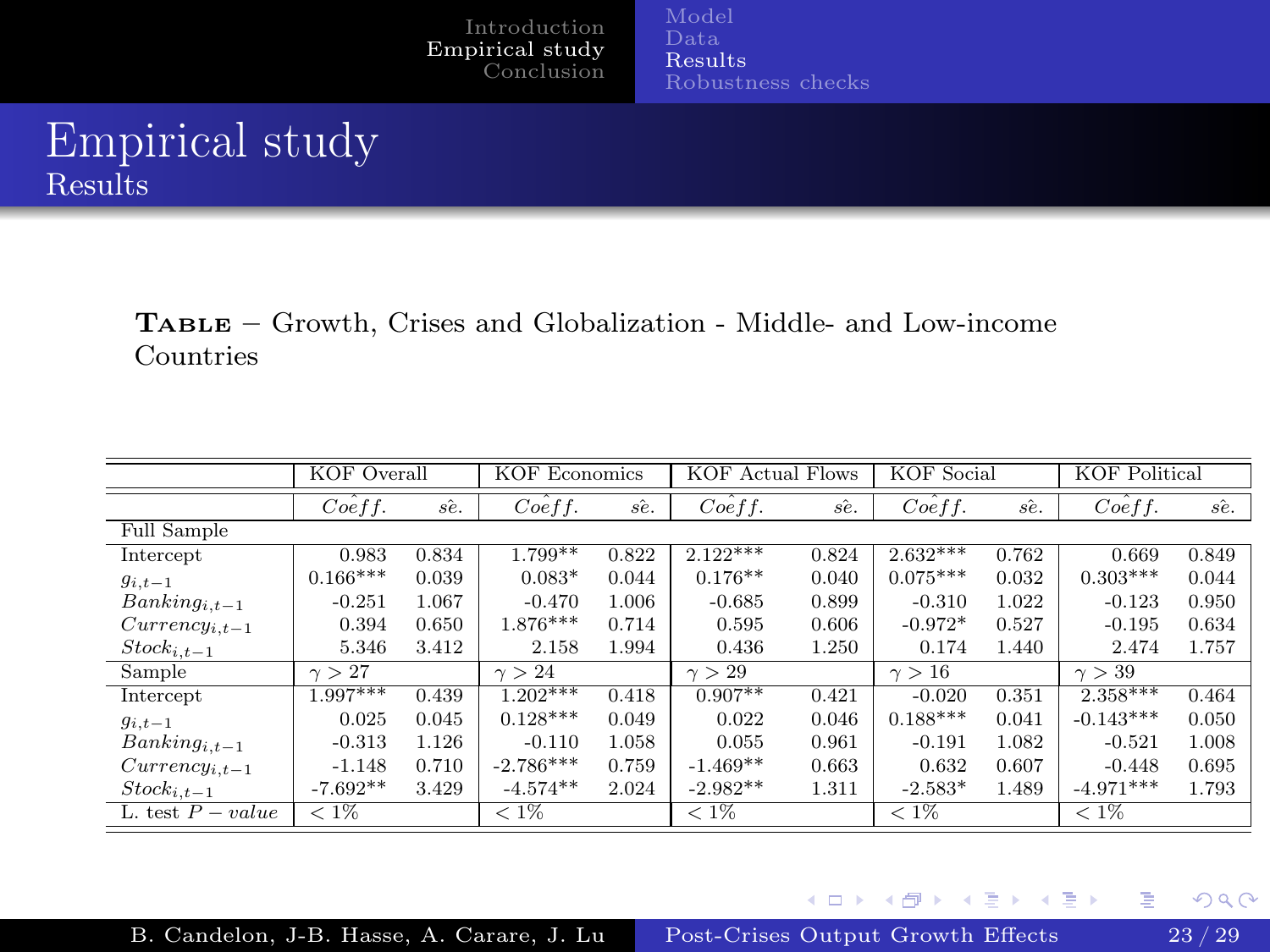# Empirical study

## Results

**Table** – Growth, Crises and Globalization - Middle- and Low-income Countries

| | KOF Overall | | KOF Economics | | KOF Actual Flows | | KOF Social | | KOF Political | |
|---|---|---|---|---|---|---|---|---|---|---|
| | $\hat{Coeff.}$ | $\hat{se.}$ | $\hat{Coeff.}$ | $\hat{se.}$ | $\hat{Coeff.}$ | $\hat{se.}$ | $\hat{Coeff.}$ | $\hat{se.}$ | $\hat{Coeff.}$ | $\hat{se.}$ |
| Full Sample | | | | | | | | | | |
| Intercept | 0.983 | 0.834 | 1.799** | 0.822 | 2.122*** | 0.824 | 2.632*** | 0.762 | 0.669 | 0.849 |
| $g_{i,t-1}$ | 0.166*** | 0.039 | 0.083* | 0.044 | 0.176** | 0.040 | 0.075*** | 0.032 | 0.303*** | 0.044 |
| $Banking_{i,t-1}$ | -0.251 | 1.067 | -0.470 | 1.006 | -0.685 | 0.899 | -0.310 | 1.022 | -0.123 | 0.950 |
| $Currency_{i,t-1}$ | 0.394 | 0.650 | 1.876*** | 0.714 | 0.595 | 0.606 | -0.972* | 0.527 | -0.195 | 0.634 |
| $Stock_{i,t-1}$ | 5.346 | 3.412 | 2.158 | 1.994 | 0.436 | 1.250 | 0.174 | 1.440 | 2.474 | 1.757 |
| Sample | $\gamma > 27$ | | $\gamma > 24$ | | $\gamma > 29$ | | $\gamma > 16$ | | $\gamma > 39$ | |
| Intercept | 1.997*** | 0.439 | 1.202*** | 0.418 | 0.907** | 0.421 | -0.020 | 0.351 | 2.358*** | 0.464 |
| $g_{i,t-1}$ | 0.025 | 0.045 | 0.128*** | 0.049 | 0.022 | 0.046 | 0.188*** | 0.041 | -0.143*** | 0.050 |
| $Banking_{i,t-1}$ | -0.313 | 1.126 | -0.110 | 1.058 | 0.055 | 0.961 | -0.191 | 1.082 | -0.521 | 1.008 |
| $Currency_{i,t-1}$ | -1.148 | 0.710 | -2.786*** | 0.759 | -1.469** | 0.663 | 0.632 | 0.607 | -0.448 | 0.695 |
| $Stock_{i,t-1}$ | -7.692** | 3.429 | -4.574** | 2.024 | -2.982** | 1.311 | -2.583* | 1.489 | -4.971*** | 1.793 |
| L. test $P-value$ | $< 1\%$ | | $< 1\%$ | | $< 1\%$ | | $< 1\%$ | | $< 1\%$ | |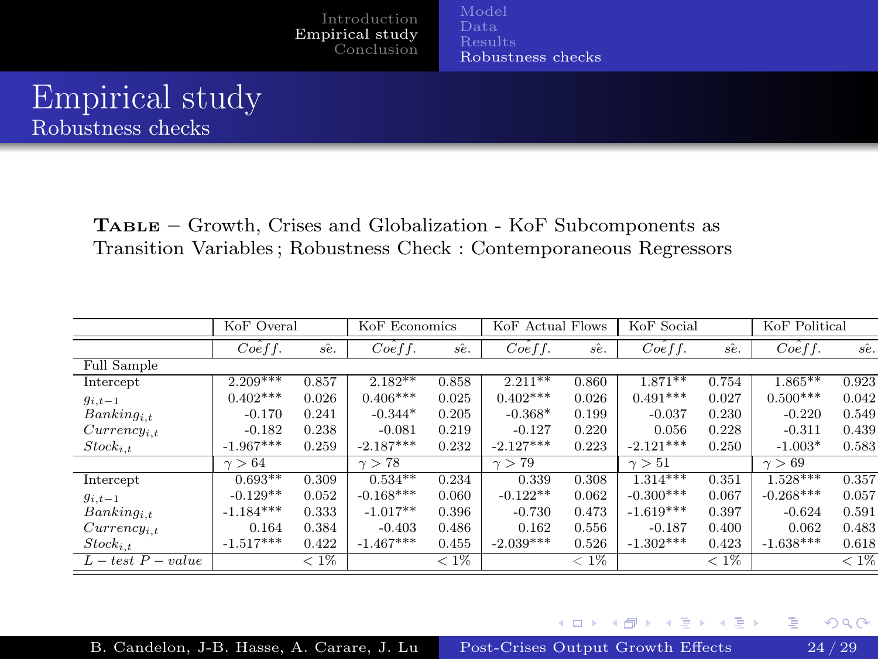# Empirical study

## Robustness checks

**Table** – Growth, Crises and Globalization - KoF Subcomponents as Transition Variables ; Robustness Check : Contemporaneous Regressors

| | KoF Overal | | KoF Economics | | KoF Actual Flows | | KoF Social | | KoF Political | |
|---|---|---|---|---|---|---|---|---|---|---|
| | $\hat{Coeff.}$ | $\hat{se.}$ | $\hat{Coeff.}$ | $\hat{se.}$ | $\hat{Coeff.}$ | $\hat{se.}$ | $\hat{Coeff.}$ | $\hat{se.}$ | $\hat{Coeff.}$ | $\hat{se.}$ |
| Full Sample | | | | | | | | | | |
| Intercept | 2.209*** | 0.857 | 2.182** | 0.858 | 2.211** | 0.860 | 1.871** | 0.754 | 1.865** | 0.923 |
| $g_{i,t-1}$ | 0.402*** | 0.026 | 0.406*** | 0.025 | 0.402*** | 0.026 | 0.491*** | 0.027 | 0.500*** | 0.042 |
| $Banking_{i,t}$ | -0.170 | 0.241 | -0.344* | 0.205 | -0.368* | 0.199 | -0.037 | 0.230 | -0.220 | 0.549 |
| $Currency_{i,t}$ | -0.182 | 0.238 | -0.081 | 0.219 | -0.127 | 0.220 | 0.056 | 0.228 | -0.311 | 0.439 |
| $Stock_{i,t}$ | -1.967*** | 0.259 | -2.187*** | 0.232 | -2.127*** | 0.223 | -2.121*** | 0.250 | -1.003* | 0.583 |
| | $\gamma > 64$ | | $\gamma > 78$ | | $\gamma > 79$ | | $\gamma > 51$ | | $\gamma > 69$ | |
| Intercept | 0.693** | 0.309 | 0.534** | 0.234 | 0.339 | 0.308 | 1.314*** | 0.351 | 1.528*** | 0.357 |
| $g_{i,t-1}$ | -0.129** | 0.052 | -0.168*** | 0.060 | -0.122** | 0.062 | -0.300*** | 0.067 | -0.268*** | 0.057 |
| $Banking_{i,t}$ | -1.184*** | 0.333 | -1.017** | 0.396 | -0.730 | 0.473 | -1.619*** | 0.397 | -0.624 | 0.591 |
| $Currency_{i,t}$ | 0.164 | 0.384 | -0.403 | 0.486 | 0.162 | 0.556 | -0.187 | 0.400 | 0.062 | 0.483 |
| $Stock_{i,t}$ | -1.517*** | 0.422 | -1.467*** | 0.455 | -2.039*** | 0.526 | -1.302*** | 0.423 | -1.638*** | 0.618 |
| $L-test\ P-value$ | | $< 1\%$ | | $< 1\%$ | | $< 1\%$ | | $< 1\%$ | | $< 1\%$ |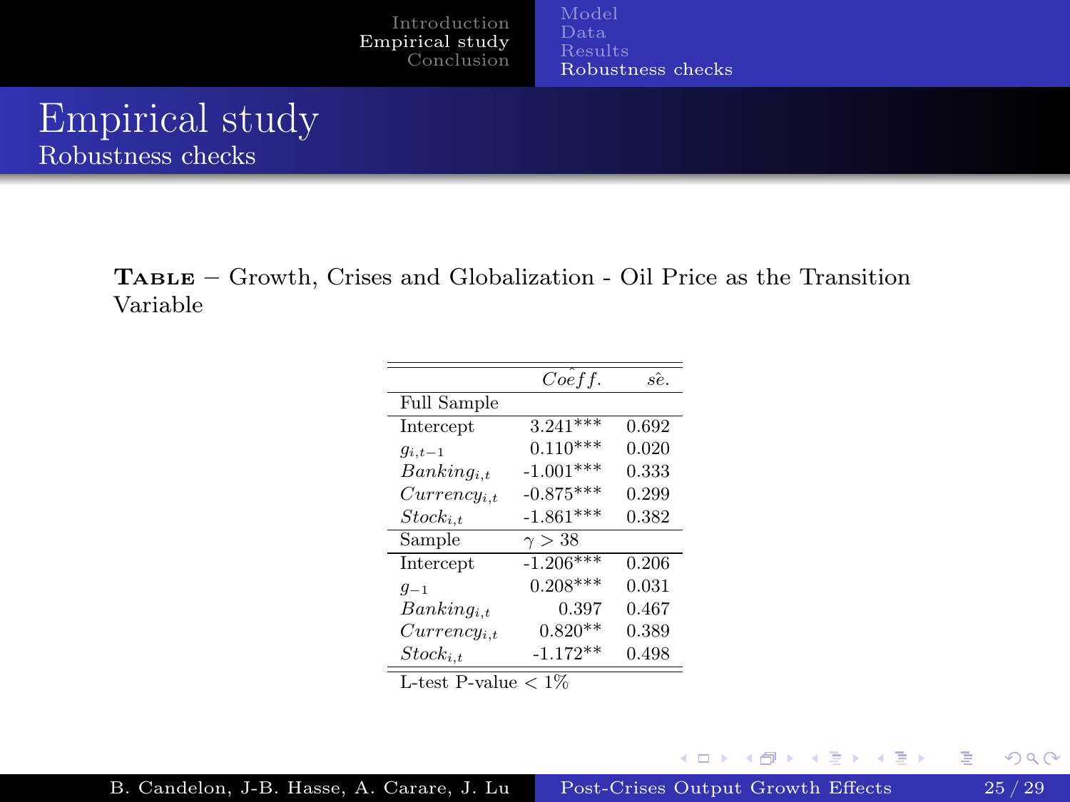# Empirical study

## Robustness checks

**Table** – Growth, Crises and Globalization - Oil Price as the Transition Variable

| | $\widehat{Coeff.}$ | $\hat{se}.$ |
|---|---|---|
| Full Sample | | |
| Intercept | 3.241*** | 0.692 |
| $g_{i,t-1}$ | 0.110*** | 0.020 |
| $Banking_{i,t}$ | -1.001*** | 0.333 |
| $Currency_{i,t}$ | -0.875*** | 0.299 |
| $Stock_{i,t}$ | -1.861*** | 0.382 |
| Sample | $\gamma > 38$ | |
| Intercept | -1.206*** | 0.206 |
| $g_{-1}$ | 0.208*** | 0.031 |
| $Banking_{i,t}$ | 0.397 | 0.467 |
| $Currency_{i,t}$ | 0.820** | 0.389 |
| $Stock_{i,t}$ | -1.172** | 0.498 |
| L-test P-value $< 1\%$ | | |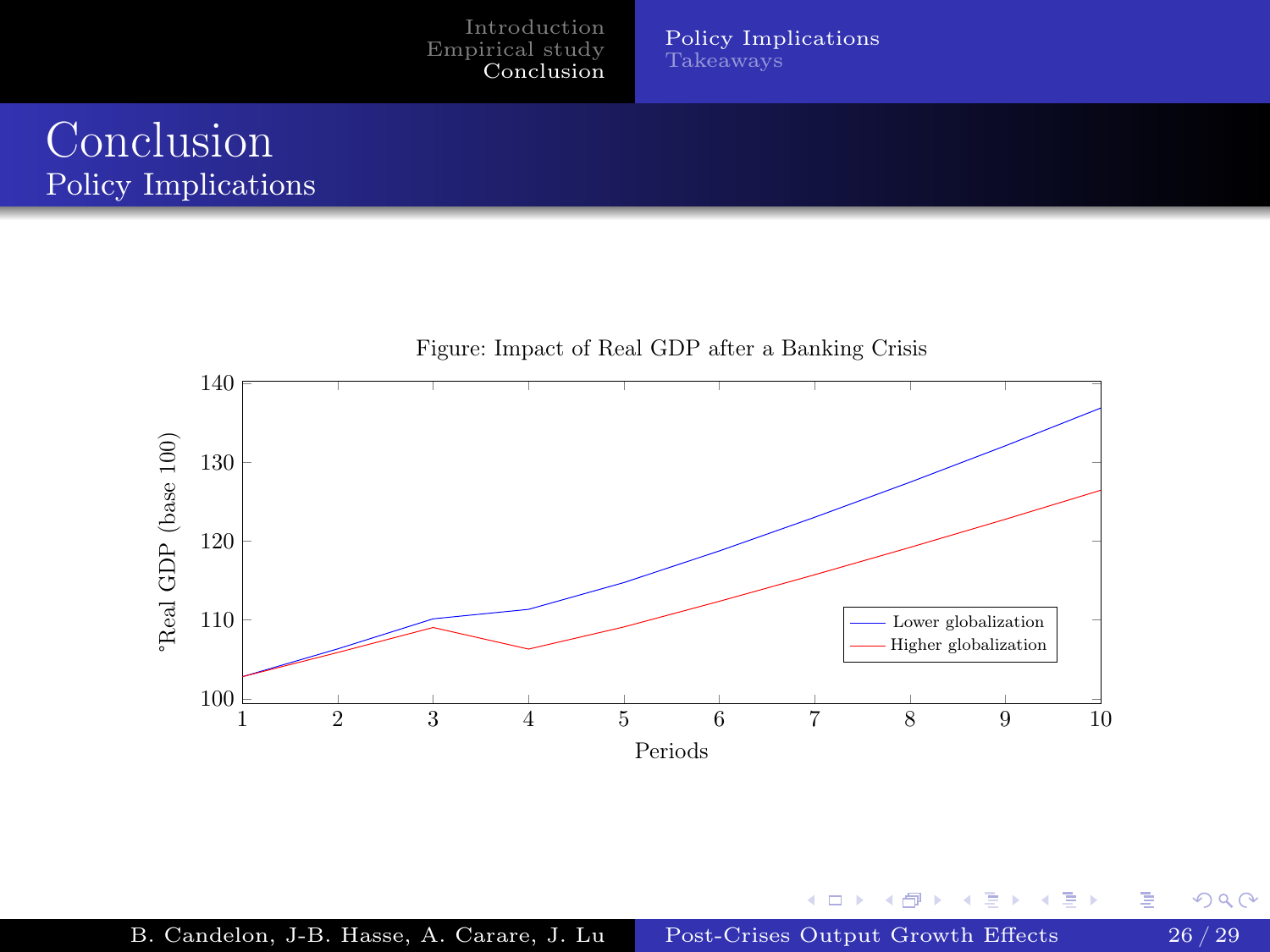# Conclusion

## Policy Implications

Figure: Impact of Real GDP after a Banking Crisis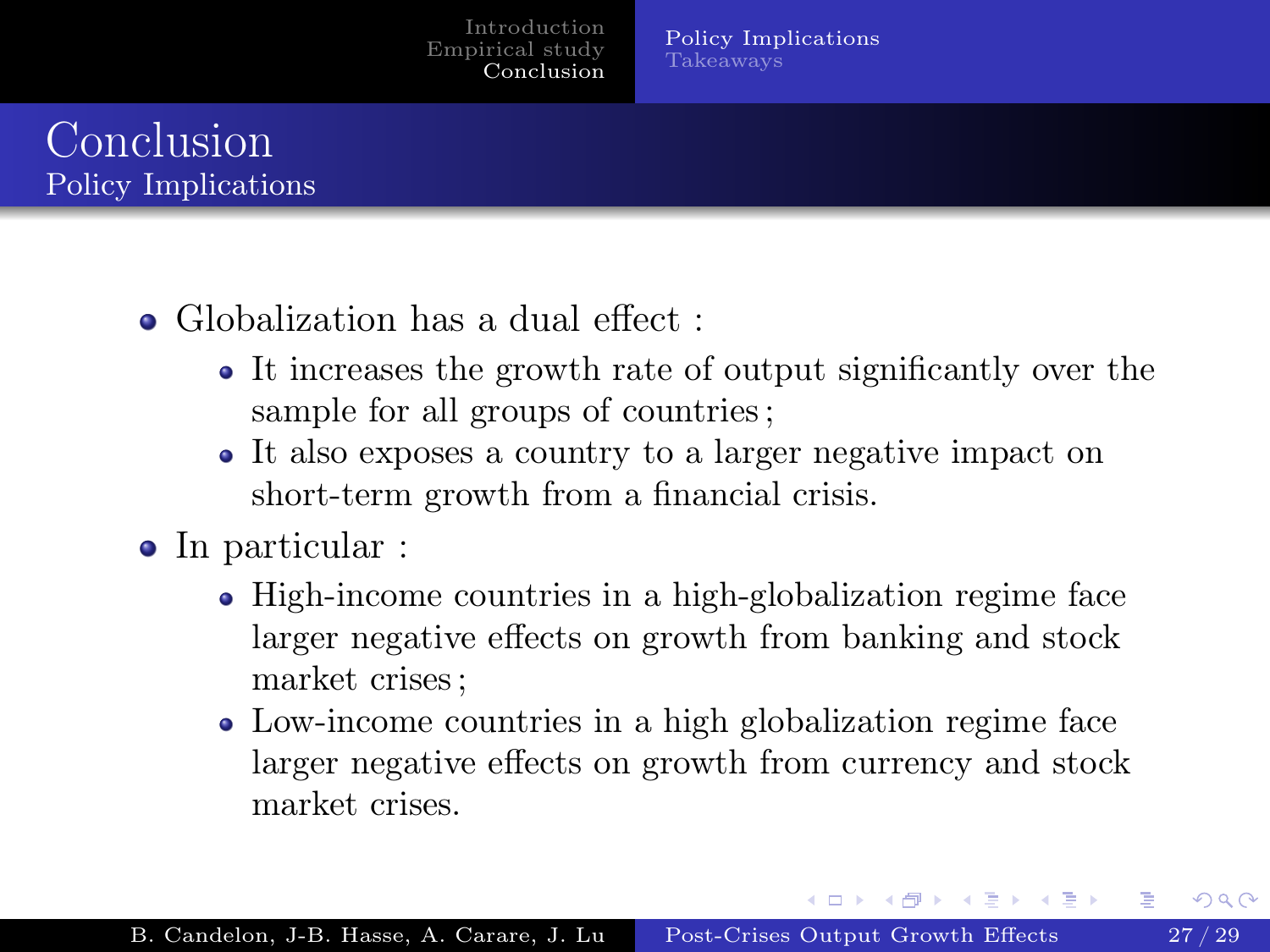# Conclusion

## Policy Implications

- Globalization has a dual effect :
  - It increases the growth rate of output significantly over the sample for all groups of countries ;
  - It also exposes a country to a larger negative impact on short-term growth from a financial crisis.
- In particular :
  - High-income countries in a high-globalization regime face larger negative effects on growth from banking and stock market crises ;
  - Low-income countries in a high globalization regime face larger negative effects on growth from currency and stock market crises.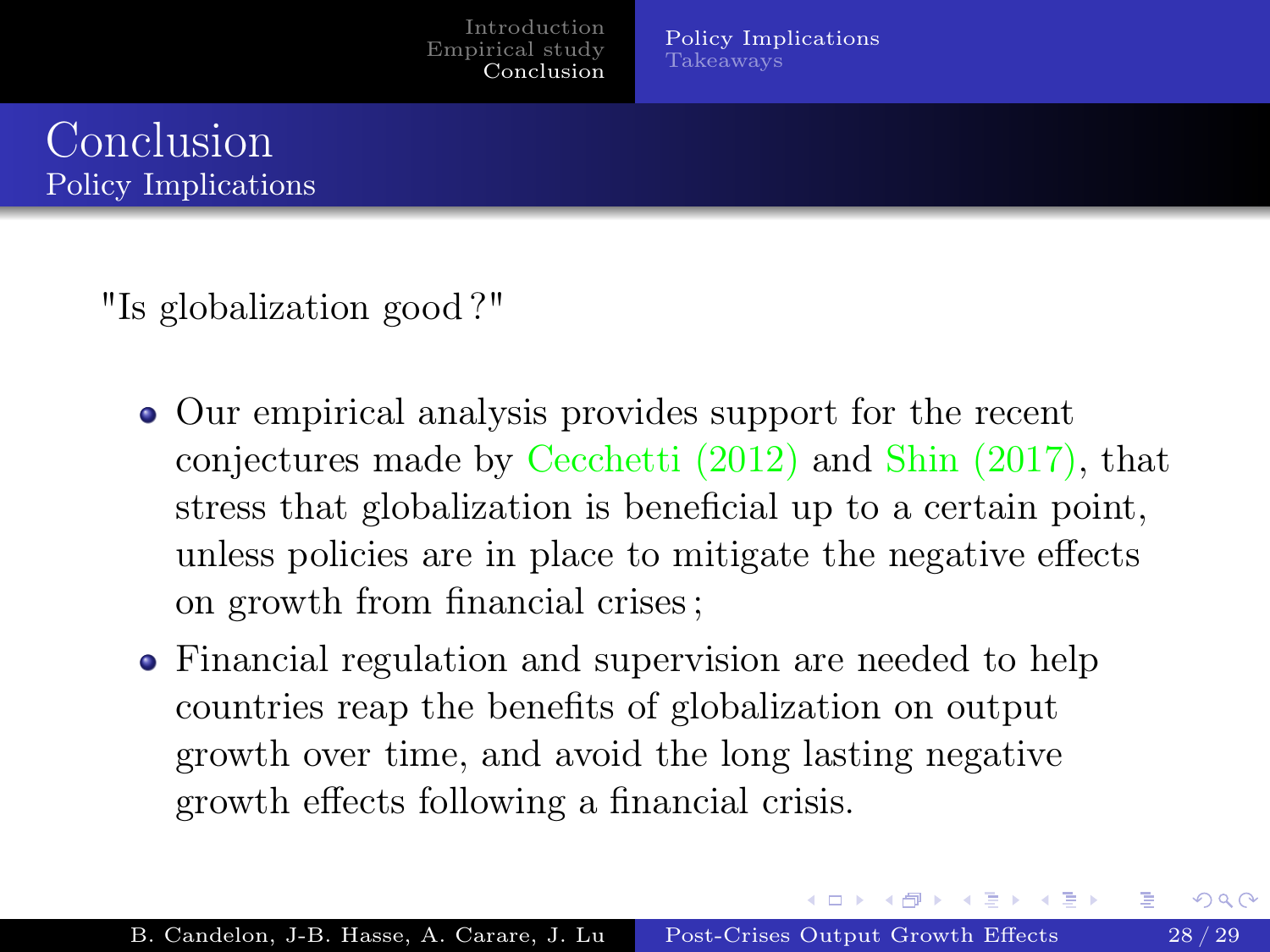# Conclusion

## Policy Implications

"Is globalization good ?"

- Our empirical analysis provides support for the recent conjectures made by Cecchetti (2012) and Shin (2017), that stress that globalization is beneficial up to a certain point, unless policies are in place to mitigate the negative effects on growth from financial crises ;
- Financial regulation and supervision are needed to help countries reap the benefits of globalization on output growth over time, and avoid the long lasting negative growth effects following a financial crisis.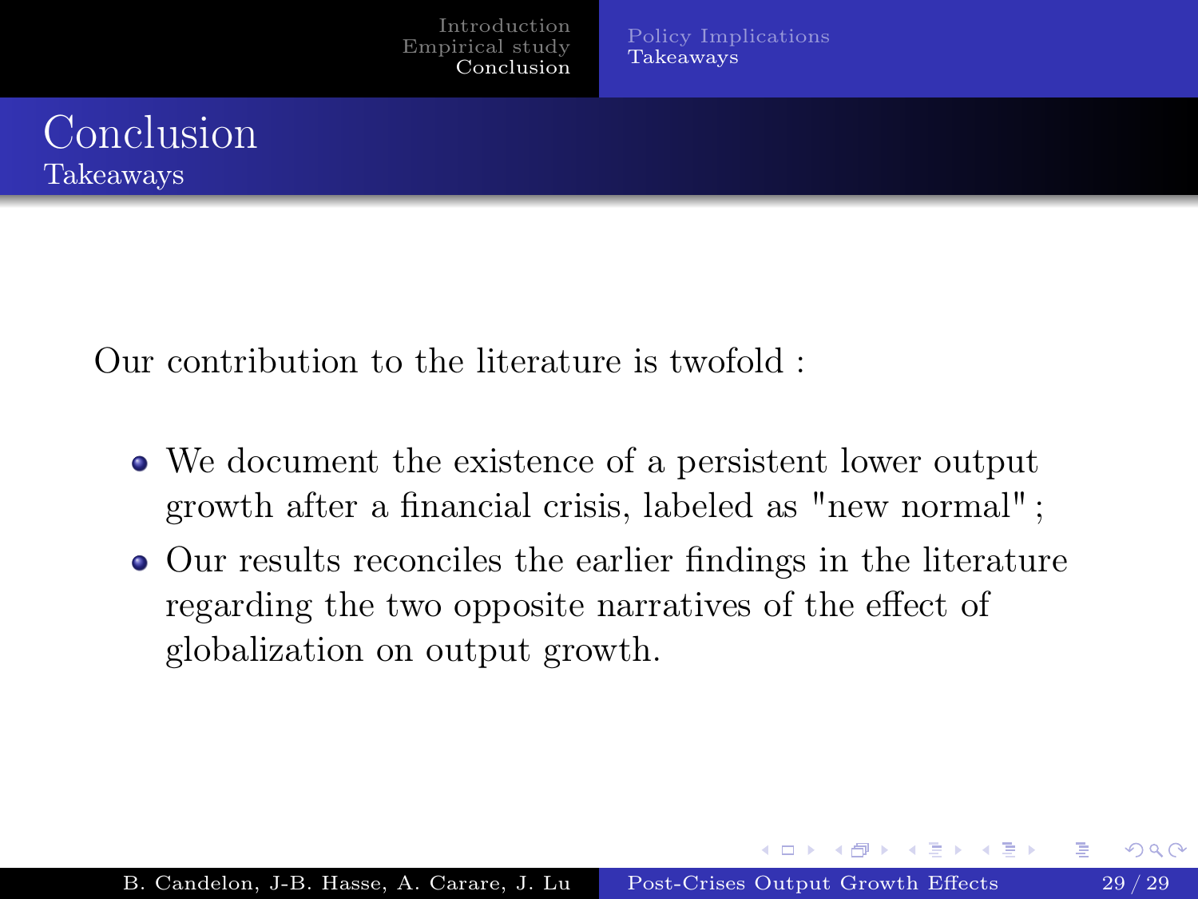# Conclusion

## Takeaways

Our contribution to the literature is twofold :

- We document the existence of a persistent lower output growth after a financial crisis, labeled as "new normal" ;
- Our results reconciles the earlier findings in the literature regarding the two opposite narratives of the effect of globalization on output growth.